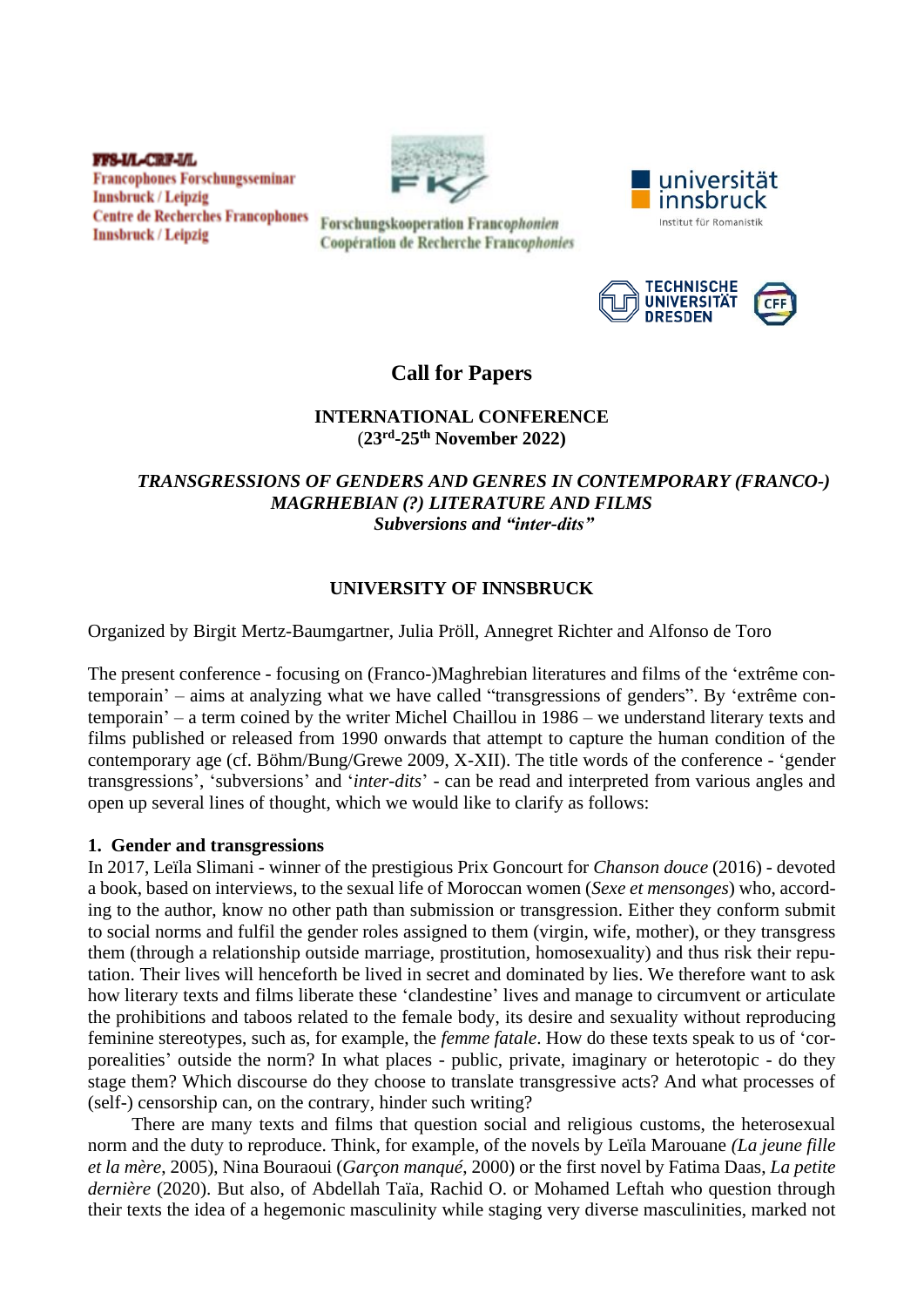FFS-I/L-CRF-I/L
Francophones Forschungsseminar
Innsbruck / Leipzig
Centre de Recherches Francophones
Innsbruck / Leipzig

Forschungskooperation Francophonien
Coopération de Recherche Francophonies

universität innsbruck
Institut für Romanistik

TECHNISCHE UNIVERSITÄT DRESDEN

# Call for Papers

**INTERNATIONAL CONFERENCE**
**(23rd-25th November 2022)**

***TRANSGRESSIONS OF GENDERS AND GENRES IN CONTEMPORARY (FRANCO-) MAGRHEBIAN (?) LITERATURE AND FILMS***
***Subversions and "inter-dits"***

**UNIVERSITY OF INNSBRUCK**

Organized by Birgit Mertz-Baumgartner, Julia Pröll, Annegret Richter and Alfonso de Toro

The present conference - focusing on (Franco-)Maghrebian literatures and films of the 'extrême contemporain' – aims at analyzing what we have called "transgressions of genders". By 'extrême contemporain' – a term coined by the writer Michel Chaillou in 1986 – we understand literary texts and films published or released from 1990 onwards that attempt to capture the human condition of the contemporary age (cf. Böhm/Bung/Grewe 2009, X-XII). The title words of the conference - 'gender transgressions', 'subversions' and '*inter-dits*' - can be read and interpreted from various angles and open up several lines of thought, which we would like to clarify as follows:

## 1. Gender and transgressions

In 2017, Leïla Slimani - winner of the prestigious Prix Goncourt for *Chanson douce* (2016) - devoted a book, based on interviews, to the sexual life of Moroccan women (*Sexe et mensonges*) who, according to the author, know no other path than submission or transgression. Either they conform submit to social norms and fulfil the gender roles assigned to them (virgin, wife, mother), or they transgress them (through a relationship outside marriage, prostitution, homosexuality) and thus risk their reputation. Their lives will henceforth be lived in secret and dominated by lies. We therefore want to ask how literary texts and films liberate these 'clandestine' lives and manage to circumvent or articulate the prohibitions and taboos related to the female body, its desire and sexuality without reproducing feminine stereotypes, such as, for example, the *femme fatale*. How do these texts speak to us of 'corporealities' outside the norm? In what places - public, private, imaginary or heterotopic - do they stage them? Which discourse do they choose to translate transgressive acts? And what processes of (self-) censorship can, on the contrary, hinder such writing?

There are many texts and films that question social and religious customs, the heterosexual norm and the duty to reproduce. Think, for example, of the novels by Leïla Marouane *(La jeune fille et la mère*, 2005), Nina Bouraoui (*Garçon manqué*, 2000) or the first novel by Fatima Daas, *La petite dernière* (2020). But also, of Abdellah Taïa, Rachid O. or Mohamed Leftah who question through their texts the idea of a hegemonic masculinity while staging very diverse masculinities, marked not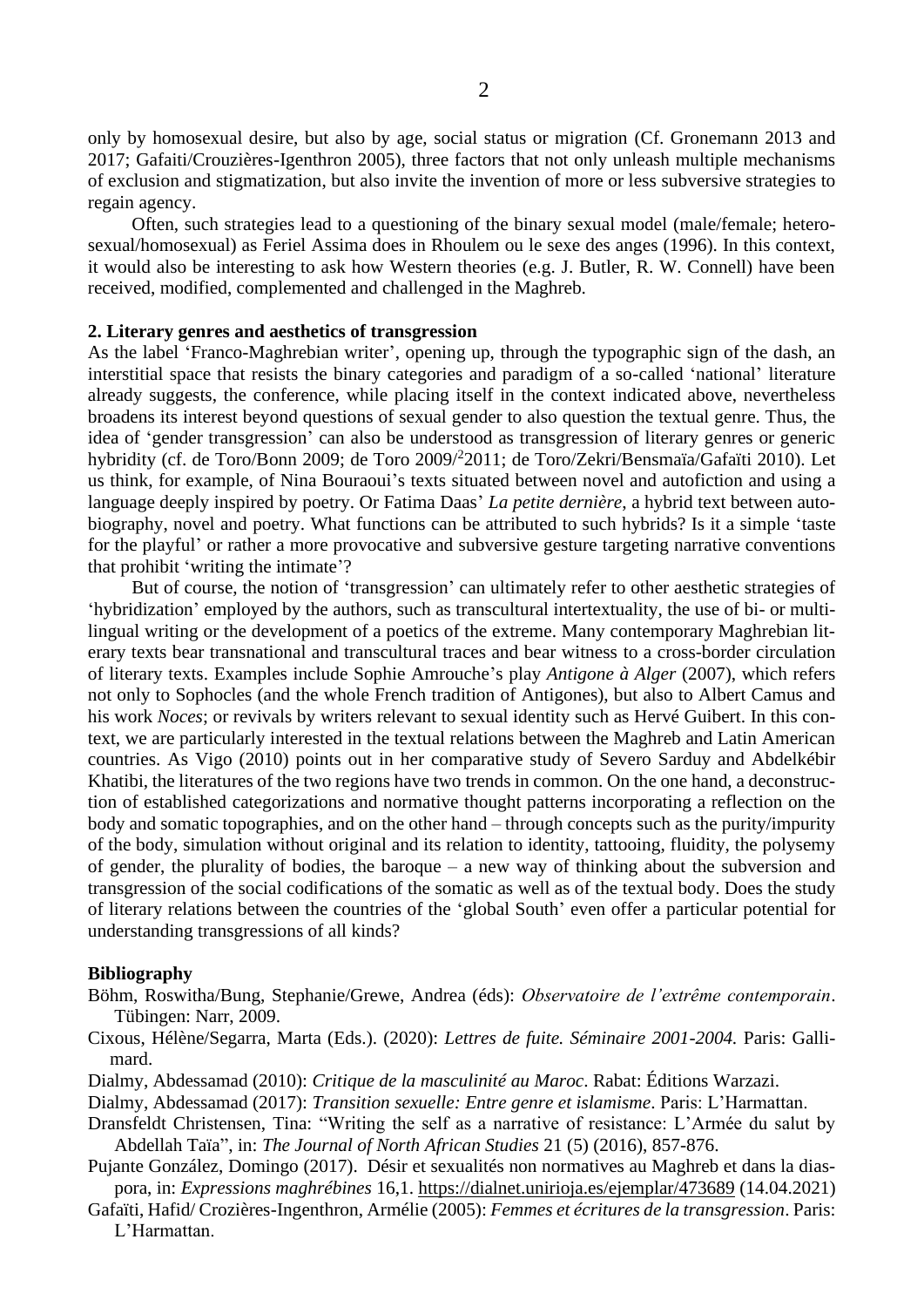only by homosexual desire, but also by age, social status or migration (Cf. Gronemann 2013 and 2017; Gafaiti/Crouzières-Igenthron 2005), three factors that not only unleash multiple mechanisms of exclusion and stigmatization, but also invite the invention of more or less subversive strategies to regain agency.

Often, such strategies lead to a questioning of the binary sexual model (male/female; hetero-sexual/homosexual) as Feriel Assima does in Rhoulem ou le sexe des anges (1996). In this context, it would also be interesting to ask how Western theories (e.g. J. Butler, R. W. Connell) have been received, modified, complemented and challenged in the Maghreb.

## 2. Literary genres and aesthetics of transgression

As the label 'Franco-Maghrebian writer', opening up, through the typographic sign of the dash, an interstitial space that resists the binary categories and paradigm of a so-called 'national' literature already suggests, the conference, while placing itself in the context indicated above, nevertheless broadens its interest beyond questions of sexual gender to also question the textual genre. Thus, the idea of 'gender transgression' can also be understood as transgression of literary genres or generic hybridity (cf. de Toro/Bonn 2009; de Toro 2009/[2]2011; de Toro/Zekri/Bensmaïa/Gafaïti 2010). Let us think, for example, of Nina Bouraoui's texts situated between novel and autofiction and using a language deeply inspired by poetry. Or Fatima Daas' *La petite dernière*, a hybrid text between auto-biography, novel and poetry. What functions can be attributed to such hybrids? Is it a simple 'taste for the playful' or rather a more provocative and subversive gesture targeting narrative conventions that prohibit 'writing the intimate'?

But of course, the notion of 'transgression' can ultimately refer to other aesthetic strategies of 'hybridization' employed by the authors, such as transcultural intertextuality, the use of bi- or multi-lingual writing or the development of a poetics of the extreme. Many contemporary Maghrebian literary texts bear transnational and transcultural traces and bear witness to a cross-border circulation of literary texts. Examples include Sophie Amrouche's play *Antigone à Alger* (2007), which refers not only to Sophocles (and the whole French tradition of Antigones), but also to Albert Camus and his work *Noces*; or revivals by writers relevant to sexual identity such as Hervé Guibert. In this context, we are particularly interested in the textual relations between the Maghreb and Latin American countries. As Vigo (2010) points out in her comparative study of Severo Sarduy and Abdelkébir Khatibi, the literatures of the two regions have two trends in common. On the one hand, a deconstruction of established categorizations and normative thought patterns incorporating a reflection on the body and somatic topographies, and on the other hand – through concepts such as the purity/impurity of the body, simulation without original and its relation to identity, tattooing, fluidity, the polysemy of gender, the plurality of bodies, the baroque – a new way of thinking about the subversion and transgression of the social codifications of the somatic as well as of the textual body. Does the study of literary relations between the countries of the 'global South' even offer a particular potential for understanding transgressions of all kinds?

## Bibliography

Böhm, Roswitha/Bung, Stephanie/Grewe, Andrea (éds): *Observatoire de l'extrême contemporain*. Tübingen: Narr, 2009.

Cixous, Hélène/Segarra, Marta (Eds.). (2020): *Lettres de fuite. Séminaire 2001-2004.* Paris: Gallimard.

Dialmy, Abdessamad (2010): *Critique de la masculinité au Maroc*. Rabat: Éditions Warzazi.

Dialmy, Abdessamad (2017): *Transition sexuelle: Entre genre et islamisme*. Paris: L'Harmattan.

Dransfeldt Christensen, Tina: "Writing the self as a narrative of resistance: L'Armée du salut by Abdellah Taïa", in: *The Journal of North African Studies* 21 (5) (2016), 857-876.

Pujante González, Domingo (2017). Désir et sexualités non normatives au Maghreb et dans la diaspora, in: *Expressions maghrébines* 16,1. https://dialnet.unirioja.es/ejemplar/473689 (14.04.2021)

Gafaïti, Hafid/ Crozières-Ingenthron, Armélie (2005): *Femmes et écritures de la transgression*. Paris: L'Harmattan.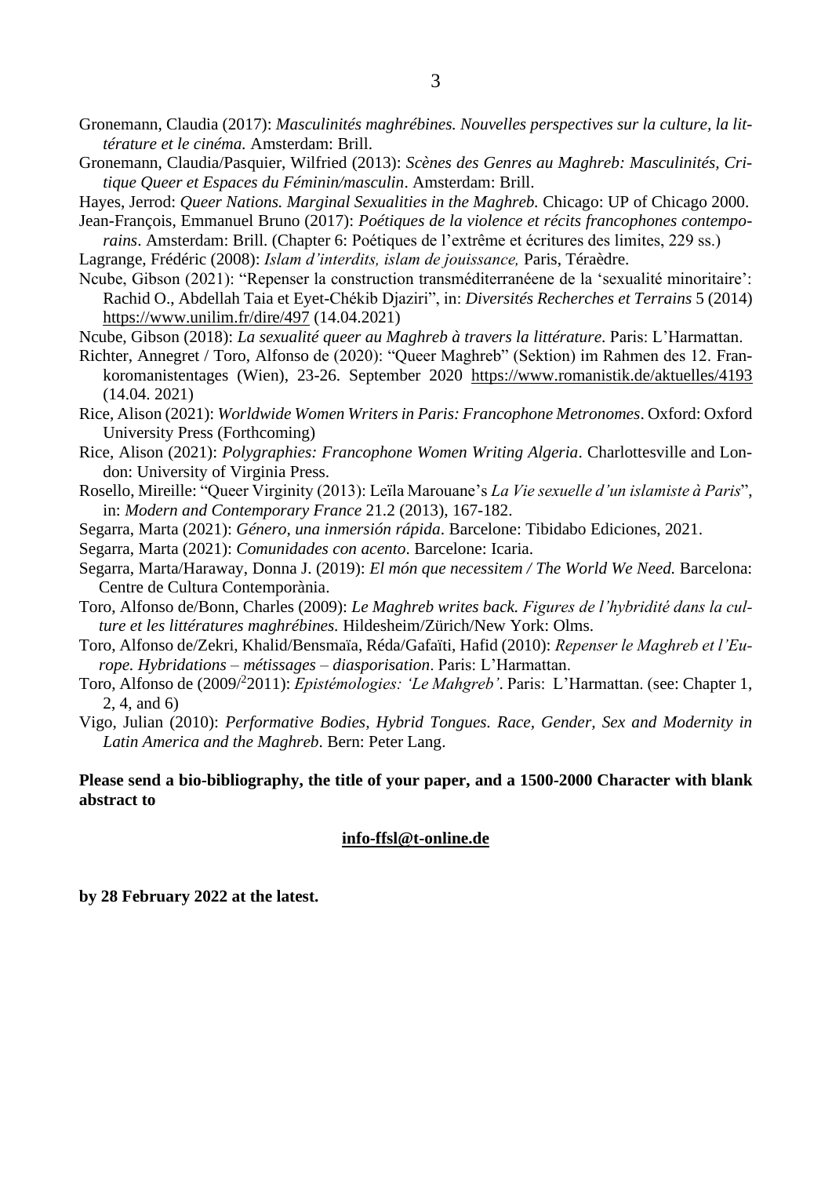Gronemann, Claudia (2017): *Masculinités maghrébines. Nouvelles perspectives sur la culture, la littérature et le cinéma.* Amsterdam: Brill.

Gronemann, Claudia/Pasquier, Wilfried (2013): *Scènes des Genres au Maghreb: Masculinités, Critique Queer et Espaces du Féminin/masculin*. Amsterdam: Brill.

Hayes, Jerrod: *Queer Nations. Marginal Sexualities in the Maghreb.* Chicago: UP of Chicago 2000.

Jean-François, Emmanuel Bruno (2017): *Poétiques de la violence et récits francophones contemporains*. Amsterdam: Brill. (Chapter 6: Poétiques de l'extrême et écritures des limites, 229 ss.)

Lagrange, Frédéric (2008): *Islam d'interdits, islam de jouissance,* Paris, Téraèdre.

Ncube, Gibson (2021): "Repenser la construction transméditerranéene de la 'sexualité minoritaire': Rachid O., Abdellah Taia et Eyet-Chékib Djaziri", in: *Diversités Recherches et Terrains* 5 (2014) https://www.unilim.fr/dire/497 (14.04.2021)

Ncube, Gibson (2018): *La sexualité queer au Maghreb à travers la littérature*. Paris: L'Harmattan.

Richter, Annegret / Toro, Alfonso de (2020): "Queer Maghreb" (Sektion) im Rahmen des 12. Frankoromanistentages (Wien), 23-26. September 2020 https://www.romanistik.de/aktuelles/4193 (14.04. 2021)

Rice, Alison (2021): *Worldwide Women Writers in Paris: Francophone Metronomes*. Oxford: Oxford University Press (Forthcoming)

Rice, Alison (2021): *Polygraphies: Francophone Women Writing Algeria*. Charlottesville and London: University of Virginia Press.

Rosello, Mireille: "Queer Virginity (2013): Leïla Marouane's *La Vie sexuelle d'un islamiste à Paris*", in: *Modern and Contemporary France* 21.2 (2013), 167-182.

Segarra, Marta (2021): *Género, una inmersión rápida*. Barcelone: Tibidabo Ediciones, 2021.

Segarra, Marta (2021): *Comunidades con acento*. Barcelone: Icaria.

Segarra, Marta/Haraway, Donna J. (2019): *El món que necessitem / The World We Need.* Barcelona: Centre de Cultura Contemporània.

Toro, Alfonso de/Bonn, Charles (2009): *Le Maghreb writes back. Figures de l'hybridité dans la culture et les littératures maghrébines.* Hildesheim/Zürich/New York: Olms.

Toro, Alfonso de/Zekri, Khalid/Bensmaïa, Réda/Gafaïti, Hafid (2010): *Repenser le Maghreb et l'Europe. Hybridations – métissages – diasporisation*. Paris: L'Harmattan.

Toro, Alfonso de (2009/²2011): *Epistémologies: 'Le Mahgreb'*. Paris: L'Harmattan. (see: Chapter 1, 2, 4, and 6)

Vigo, Julian (2010): *Performative Bodies, Hybrid Tongues. Race, Gender, Sex and Modernity in Latin America and the Maghreb*. Bern: Peter Lang.

**Please send a bio-bibliography, the title of your paper, and a 1500-2000 Character with blank abstract to**

**info-ffsl@t-online.de**

**by 28 February 2022 at the latest.**